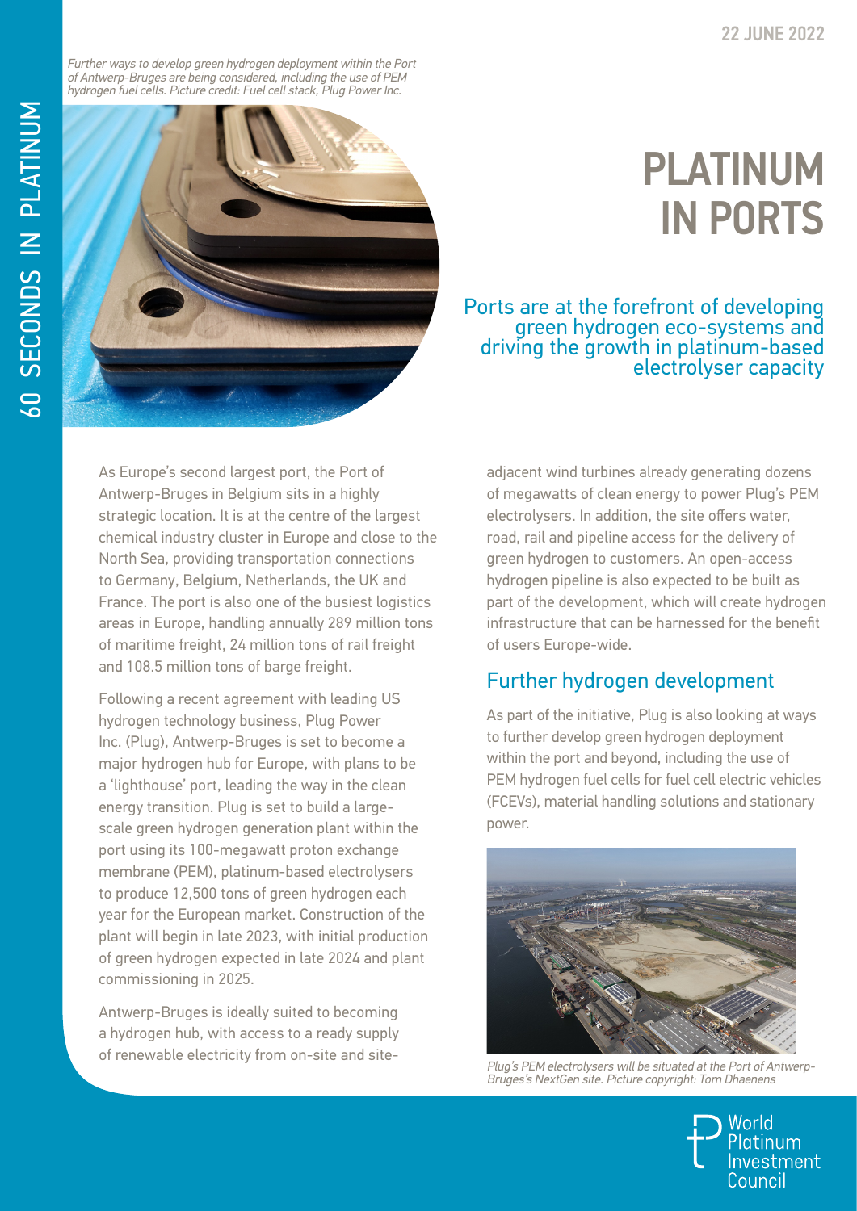22 JUNE 2022

*Further ways to develop green hydrogen deployment within the Port of Antwerp-Bruges are being considered, including the use of PEM hydrogen fuel cells. Picture credit: Fuel cell stack, Plug Power Inc.*

# PLATINUM IN PORTS

## Ports are at the forefront of developing green hydrogen eco-systems and driving the growth in platinum-based electrolyser capacity

As Europe's second largest port, the Port of Antwerp-Bruges in Belgium sits in a highly strategic location. It is at the centre of the largest chemical industry cluster in Europe and close to the North Sea, providing transportation connections to Germany, Belgium, Netherlands, the UK and France. The port is also one of the busiest logistics areas in Europe, handling annually 289 million tons of maritime freight, 24 million tons of rail freight and 108.5 million tons of barge freight.

Following a recent agreement with leading US hydrogen technology business, Plug Power Inc. (Plug), Antwerp-Bruges is set to become a major hydrogen hub for Europe, with plans to be a 'lighthouse' port, leading the way in the clean energy transition. Plug is set to build a large-scale green hydrogen generation plant within the port using its 100-megawatt proton exchange membrane (PEM), platinum-based electrolysers to produce 12,500 tons of green hydrogen each year for the European market. Construction of the plant will begin in late 2023, with initial production of green hydrogen expected in late 2024 and plant commissioning in 2025.

Antwerp-Bruges is ideally suited to becoming a hydrogen hub, with access to a ready supply of renewable electricity from on-site and site-adjacent wind turbines already generating dozens of megawatts of clean energy to power Plug's PEM electrolysers. In addition, the site offers water, road, rail and pipeline access for the delivery of green hydrogen to customers. An open-access hydrogen pipeline is also expected to be built as part of the development, which will create hydrogen infrastructure that can be harnessed for the benefit of users Europe-wide.

## Further hydrogen development

As part of the initiative, Plug is also looking at ways to further develop green hydrogen deployment within the port and beyond, including the use of PEM hydrogen fuel cells for fuel cell electric vehicles (FCEVs), material handling solutions and stationary power.

*Plug's PEM electrolysers will be situated at the Port of Antwerp-Bruges's NextGen site. Picture copyright: Tom Dhaenens*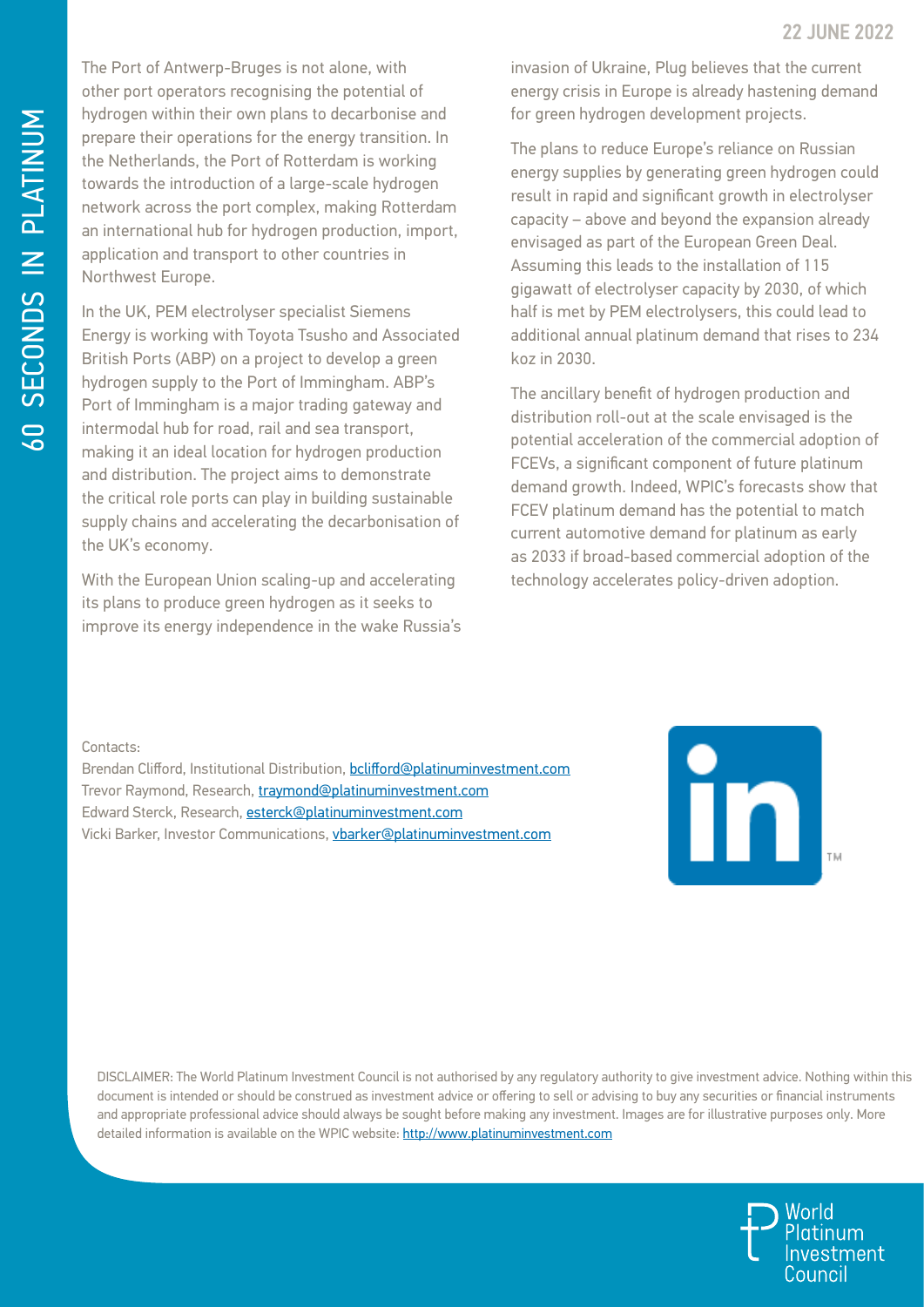The Port of Antwerp-Bruges is not alone, with other port operators recognising the potential of hydrogen within their own plans to decarbonise and prepare their operations for the energy transition. In the Netherlands, the Port of Rotterdam is working towards the introduction of a large-scale hydrogen network across the port complex, making Rotterdam an international hub for hydrogen production, import, application and transport to other countries in Northwest Europe.

In the UK, PEM electrolyser specialist Siemens Energy is working with Toyota Tsusho and Associated British Ports (ABP) on a project to develop a green hydrogen supply to the Port of Immingham. ABP's Port of Immingham is a major trading gateway and intermodal hub for road, rail and sea transport, making it an ideal location for hydrogen production and distribution. The project aims to demonstrate the critical role ports can play in building sustainable supply chains and accelerating the decarbonisation of the UK's economy.

With the European Union scaling-up and accelerating its plans to produce green hydrogen as it seeks to improve its energy independence in the wake Russia's invasion of Ukraine, Plug believes that the current energy crisis in Europe is already hastening demand for green hydrogen development projects.

The plans to reduce Europe's reliance on Russian energy supplies by generating green hydrogen could result in rapid and significant growth in electrolyser capacity – above and beyond the expansion already envisaged as part of the European Green Deal. Assuming this leads to the installation of 115 gigawatt of electrolyser capacity by 2030, of which half is met by PEM electrolysers, this could lead to additional annual platinum demand that rises to 234 koz in 2030.

The ancillary benefit of hydrogen production and distribution roll-out at the scale envisaged is the potential acceleration of the commercial adoption of FCEVs, a significant component of future platinum demand growth. Indeed, WPIC's forecasts show that FCEV platinum demand has the potential to match current automotive demand for platinum as early as 2033 if broad-based commercial adoption of the technology accelerates policy-driven adoption.

Contacts:
Brendan Clifford, Institutional Distribution, bclifford@platinuminvestment.com
Trevor Raymond, Research, traymond@platinuminvestment.com
Edward Sterck, Research, esterck@platinuminvestment.com
Vicki Barker, Investor Communications, vbarker@platinuminvestment.com

DISCLAIMER: The World Platinum Investment Council is not authorised by any regulatory authority to give investment advice. Nothing within this document is intended or should be construed as investment advice or offering to sell or advising to buy any securities or financial instruments and appropriate professional advice should always be sought before making any investment. Images are for illustrative purposes only. More detailed information is available on the WPIC website: http://www.platinuminvestment.com